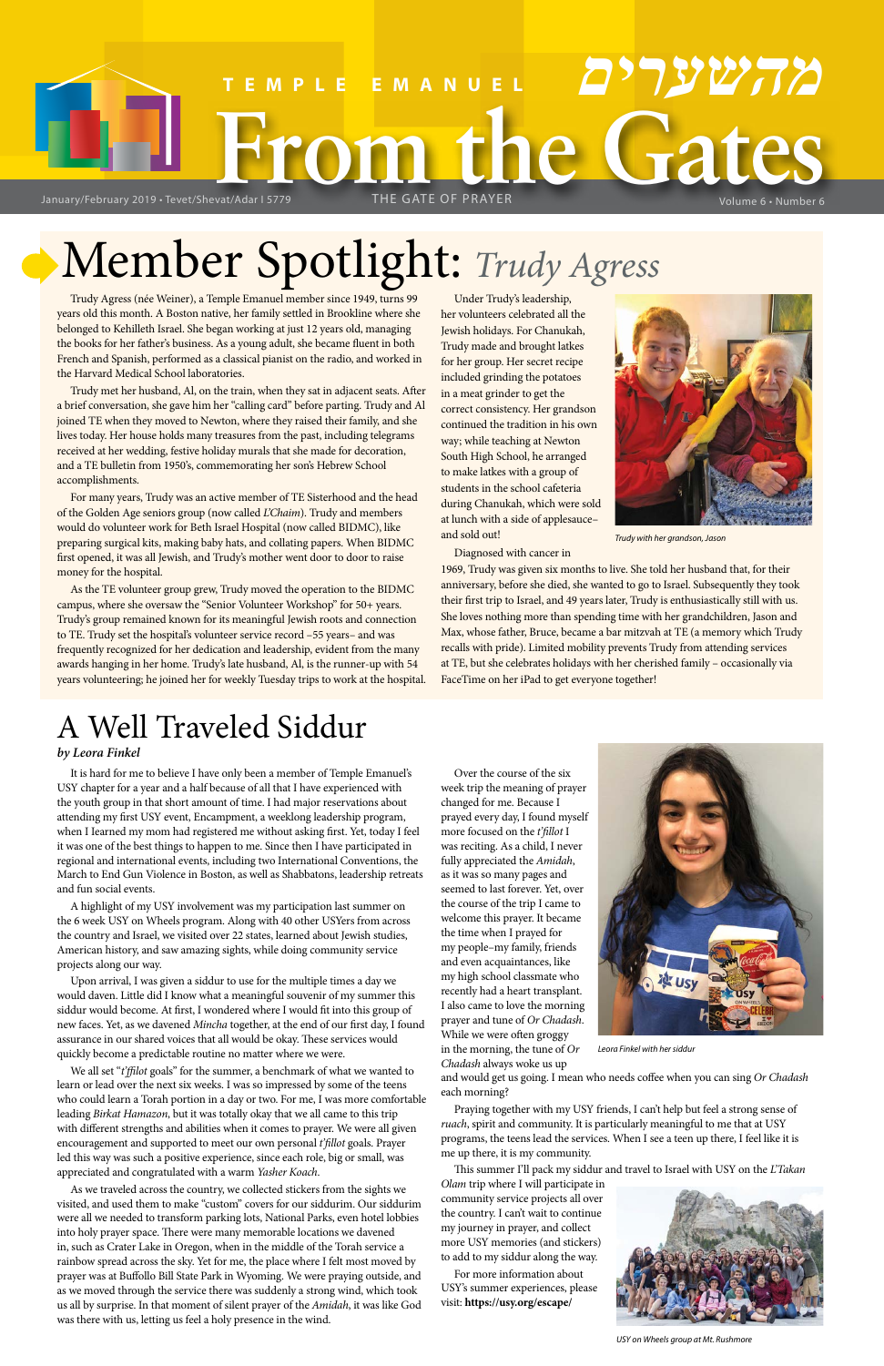# TEMPLE EMANUEL From the Gates מהשערים

January/February 2019 • Tevet/Shevat/Adar I 5779 — THE GATE OF PRAYER — Volume 6 • Number 6

# Member Spotlight: *Trudy Agress*

Trudy Agress (née Weiner), a Temple Emanuel member since 1949, turns 99 years old this month. A Boston native, her family settled in Brookline where she belonged to Kehilleth Israel. She began working at just 12 years old, managing the books for her father's business. As a young adult, she became fluent in both French and Spanish, performed as a classical pianist on the radio, and worked in the Harvard Medical School laboratories.

Trudy met her husband, Al, on the train, when they sat in adjacent seats. After a brief conversation, she gave him her "calling card" before parting. Trudy and Al joined TE when they moved to Newton, where they raised their family, and she lives today. Her house holds many treasures from the past, including telegrams received at her wedding, festive holiday murals that she made for decoration, and a TE bulletin from 1950's, commemorating her son's Hebrew School accomplishments.

For many years, Trudy was an active member of TE Sisterhood and the head of the Golden Age seniors group (now called *L'Chaim*). Trudy and members would do volunteer work for Beth Israel Hospital (now called BIDMC), like preparing surgical kits, making baby hats, and collating papers. When BIDMC first opened, it was all Jewish, and Trudy's mother went door to door to raise money for the hospital.

As the TE volunteer group grew, Trudy moved the operation to the BIDMC campus, where she oversaw the "Senior Volunteer Workshop" for 50+ years. Trudy's group remained known for its meaningful Jewish roots and connection to TE. Trudy set the hospital's volunteer service record –55 years– and was frequently recognized for her dedication and leadership, evident from the many awards hanging in her home. Trudy's late husband, Al, is the runner-up with 54 years volunteering; he joined her for weekly Tuesday trips to work at the hospital.

Under Trudy's leadership, her volunteers celebrated all the Jewish holidays. For Chanukah, Trudy made and brought latkes for her group. Her secret recipe included grinding the potatoes in a meat grinder to get the correct consistency. Her grandson continued the tradition in his own way; while teaching at Newton South High School, he arranged to make latkes with a group of students in the school cafeteria during Chanukah, which were sold at lunch with a side of applesauce– and sold out!

*Trudy with her grandson, Jason*

Diagnosed with cancer in 1969, Trudy was given six months to live. She told her husband that, for their anniversary, before she died, she wanted to go to Israel. Subsequently they took their first trip to Israel, and 49 years later, Trudy is enthusiastically still with us. She loves nothing more than spending time with her grandchildren, Jason and Max, whose father, Bruce, became a bar mitzvah at TE (a memory which Trudy recalls with pride). Limited mobility prevents Trudy from attending services at TE, but she celebrates holidays with her cherished family – occasionally via FaceTime on her iPad to get everyone together!

# A Well Traveled Siddur

*by Leora Finkel*

It is hard for me to believe I have only been a member of Temple Emanuel's USY chapter for a year and a half because of all that I have experienced with the youth group in that short amount of time. I had major reservations about attending my first USY event, Encampment, a weeklong leadership program, when I learned my mom had registered me without asking first. Yet, today I feel it was one of the best things to happen to me. Since then I have participated in regional and international events, including two International Conventions, the March to End Gun Violence in Boston, as well as Shabbatons, leadership retreats and fun social events.

A highlight of my USY involvement was my participation last summer on the 6 week USY on Wheels program. Along with 40 other USYers from across the country and Israel, we visited over 22 states, learned about Jewish studies, American history, and saw amazing sights, while doing community service projects along our way.

Upon arrival, I was given a siddur to use for the multiple times a day we would daven. Little did I know what a meaningful souvenir of my summer this siddur would become. At first, I wondered where I would fit into this group of new faces. Yet, as we davened *Mincha* together, at the end of our first day, I found assurance in our shared voices that all would be okay. These services would quickly become a predictable routine no matter where we were.

We all set "*t'ffilot* goals" for the summer, a benchmark of what we wanted to learn or lead over the next six weeks. I was so impressed by some of the teens who could learn a Torah portion in a day or two. For me, I was more comfortable leading *Birkat Hamazon*, but it was totally okay that we all came to this trip with different strengths and abilities when it comes to prayer. We were all given encouragement and supported to meet our own personal *t'fillot* goals. Prayer led this way was such a positive experience, since each role, big or small, was appreciated and congratulated with a warm *Yasher Koach*.

As we traveled across the country, we collected stickers from the sights we visited, and used them to make "custom" covers for our siddurim. Our siddurim were all we needed to transform parking lots, National Parks, even hotel lobbies into holy prayer space. There were many memorable locations we davened in, such as Crater Lake in Oregon, when in the middle of the Torah service a rainbow spread across the sky. Yet for me, the place where I felt most moved by prayer was at Buffalo Bill State Park in Wyoming. We were praying outside, and as we moved through the service there was suddenly a strong wind, which took us all by surprise. In that moment of silent prayer of the *Amidah*, it was like God was there with us, letting us feel a holy presence in the wind.

Over the course of the six week trip the meaning of prayer changed for me. Because I prayed every day, I found myself more focused on the *t'fillot* I was reciting. As a child, I never fully appreciated the *Amidah*, as it was so many pages and seemed to last forever. Yet, over the course of the trip I came to welcome this prayer. It became the time when I prayed for my people–my family, friends and even acquaintances, like my high school classmate who recently had a heart transplant. I also came to love the morning prayer and tune of *Or Chadash*. While we were often groggy in the morning, the tune of *Or Chadash* always woke us up and would get us going. I mean who needs coffee when you can sing *Or Chadash* each morning?

*Leora Finkel with her siddur*

Praying together with my USY friends, I can't help but feel a strong sense of *ruach*, spirit and community. It is particularly meaningful to me that at USY programs, the teens lead the services. When I see a teen up there, I feel like it is me up there, it is my community.

This summer I'll pack my siddur and travel to Israel with USY on the *L'Takan Olam* trip where I will participate in community service projects all over the country. I can't wait to continue my journey in prayer, and collect more USY memories (and stickers) to add to my siddur along the way.

For more information about USY's summer experiences, please visit: **https://usy.org/escape/**

*USY on Wheels group at Mt. Rushmore*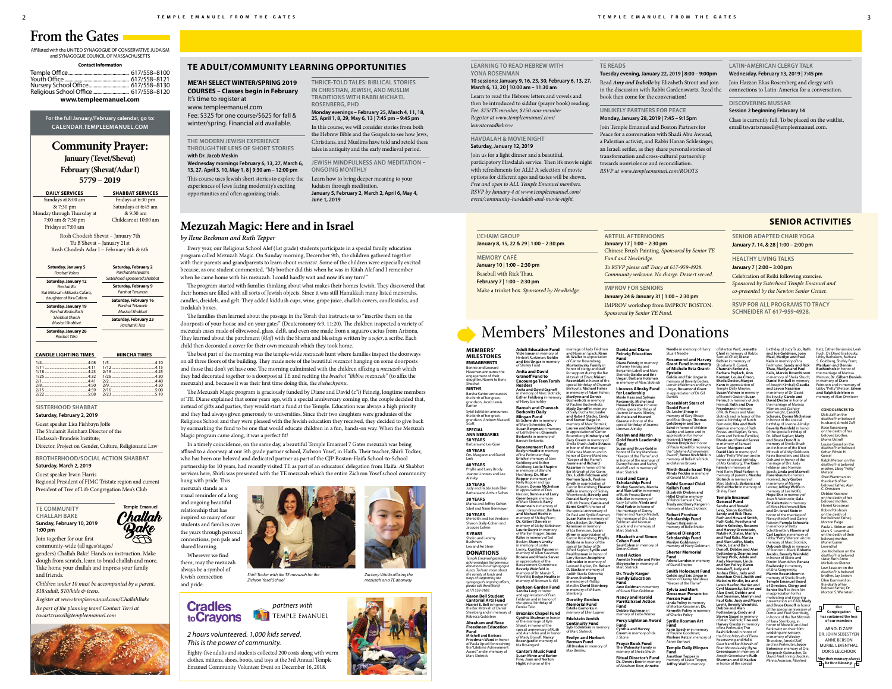# From the Gates

Affiliated with the UNITED SYNAGOGUE OF CONSERVATIVE JUDAISM and SYNAGOGUE COUNCIL OF MASSACHUSETTS

**Contact Information**

Temple Office .................................................. 617/558-8100
Youth Office ..................................................... 617/558-8121
Nursery School Office..................................... 617/558-8130
Religious School Office.................................. 617/558-8120

**www.templeemanuel.com**

**For the full January/February calendar, go to: CALENDAR.TEMPLEEMANUEL.COM**

## Community Prayer:
### January (Tevet/Shevat)
### February (Shevat/Adar I)
### 5779 – 2019

| DAILY SERVICES | SHABBAT SERVICES |
|---|---|
| Sundays at 8:00 am & 7:30 pm | Fridays at 6:30 pm |
| Monday through Thursday at 7:00 am & 7:30 pm | Saturdays at 6:45 am & 9:30 am |
| Fridays at 7:00 am | Childcare at 10:00 am |

Rosh Chodesh Shevat – January 7th
Tu B'Shevat – January 21st
Rosh Chodesh Adar I – February 5th & 6th

| | |
|---|---|
| **Saturday, January 5** *Parshat Va'era* | **Saturday, February 2** *Parshat Mishpatim* *Sisterhood-sponsored Shabbat* |
| **Saturday, January 12** *Parshat Bo* Bat Mitzvah: Mikaela Cafaro, daughter of Kira Cafaro | **Saturday, February 9** *Parshat Terumah* |
| **Saturday, January 19** *Parshat Beshallach* *Shabbat Shirah* *Musical Shabbat* | **Saturday, February 16** *Parshat Tetzaveh* *Musical Shabbat* |
| **Saturday, January 26** *Parshat Yitro* | **Saturday, February 23** *Parshat Ki Tisa* |

| CANDLE LIGHTING TIMES | | MINCHA TIMES | |
|---|---|---|---|
| 1/4 | 4:08 | 1/5 | 4:10 |
| 1/11 | 4:11 | 1/12 | 4:15 |
| 1/18 | 4:23 | 2/19 | 4:25 |
| 1/25 | 4:32 | 1/26 | 4:30 |
| 2/1 | 4:41 | 2/2 | 4:40 |
| 2/8 | 4:50 | 2/9 | 4:50 |
| 2/15 | 4:59 | 2/16 | 5:00 |
| 2/22 | 5:08 | 2/23 | 5:10 |

### SISTERHOOD SHABBAT
**Saturday, February 2, 2019**

Guest speaker Lisa Fishbayn Joffe
The Shulamit Reinharz Director of the Hadassah-Brandeis Institute;
Director, Project on Gender, Culture, Religion and Law

### BROTHERHOOD/SOCIAL ACTION SHABBAT
**Saturday, March 2, 2019**

Guest speaker Irwin Harris
Regional President of FJMC Tristate region and current President of Tree of Life Congregation Men's Club

### TE COMMUNITY CHALLAH BAKE
**Sunday, February 10, 2019**
**1:00 pm**

Temple Emanuel Challah Bake

Join together for our first community-wide (all ages/stages/genders) Challah Bake! Hands on instruction. Make dough from scratch, learn to braid challah and more. Take home your challah and impress your family and friends.

*Children under 10 must be accompanied by a parent. $18/adult, $10/kids & teens.*

*Register at www.templeemanuel.com/ChallahBake*

*Be part of the planning team! Contact Terri at tswartzrussell@templeemanuel.com*

## TE ADULT/COMMUNITY LEARNING OPPORTUNITIES

### ME'AH SELECT WINTER/SPRING 2019 COURSES – Classes begin in February

It's time to register at www.templeemanuel.com
Fee: $325 for one course/$625 for fall & winter/spring. Financial aid available.

### THE MODERN JEWISH EXPERIENCE THROUGH THE LENS OF SHORT STORIES
**with Dr. Jacob Meskin**

**Wednesday mornings February 6, 13, 27, March 6, 13, 27, April 3, 10, May 1, 8 | 9:30 am – 12:00 pm**

This course uses Jewish short stories to explore the experiences of Jews facing modernity's exciting opportunities and often agonizing trials.

### THRICE-TOLD TALES: BIBLICAL STORIES IN CHRISTIAN, JEWISH, AND MUSLIM TRADITIONS WITH RABBI MICHA'EL ROSENBERG, PHD

**Monday evenings – February 25, March 4, 11, 18, 25, April 1, 8, 29, May 6, 13 | 7:45 pm – 9:45 pm**

In this course, we will consider stories from both the Hebrew Bible and the Gospels to see how Jews, Christians, and Muslims have told and retold these tales in antiquity and the early medieval period.

### JEWISH MINDFULNESS AND MEDITATION – ONGOING MONTHLY

Learn how to bring deeper meaning to your Judaism through meditation.
**January 5, February 2, March 2, April 6, May 4, June 1, 2019**

### LEARNING TO READ HEBREW WITH YONA ROSENMAN

**10 sessions: January 9, 16, 23, 30, February 6, 13, 27, March 6, 13, 20 | 10:00 am – 11:30 am**

Learn to read the Hebrew letters and vowels and then be introduced to siddur (prayer book) reading. *Fee: $75/TE member, $150 non-member Register at www.templeemanuel.com/learntoreadhebrew*

### HAVDALAH & MOVIE NIGHT
**Saturday, January 12, 2019**

Join us for a light dinner and a beautiful, participatory Havdalah service. Then it's movie night with refreshments for ALL! A selection of movie options for different ages and tastes will be shown. *Free and open to ALL Temple Emanuel members. RSVP by January 4 at www.templeemanuel.com/event/community-havdalah-and-movie-night.*

### TE READS
**Tuesday evening, January 22, 2019 | 8:00 – 9:00pm**

Read ***Amy and Isabelle*** by Elizabeth Strout and join in the discussion with Rabbi Gardenswartz. Read the book then come for the conversation!

### UNLIKELY PARTNERS FOR PEACE
**Monday, January 28, 2019 | 7:45 – 9:15pm**

Join Temple Emanuel and Boston Partners for Peace for a conversation with Shadi Abu Awwad, a Palestian activist, and Rabbi Hanan Schlesinger, an Israeli settler, as they share personal stories of transformation and cross-cultural partnership towards nonviolence and reconciliation. *RSVP at www.templeemanuel.com/ROOTS*

### LATIN-AMERICAN CLERGY TALK
**Wednesday, February 13, 2019 | 7:45 pm**

Join Hazzan Elias Rosemberg and clergy with connections to Latin-America for a conversation.

### DISCOVERING MUSSAR
**Session 2 beginning February 14**

Class is currently full. To be placed on the waitlist, email tswartzrussell@templeemanuel.com.

## Mezuzah Magic: Here and in Israel

*by Ilene Beckman and Ruth Tepper*

Every year, our Religious School Alef (1st grade) students participate in a special family education program called Mezuzah Magic. On Sunday morning, December 9th, the children gathered together with their parents and grandparents to learn about *mezuzot*. Some of the children were especially excited because, as one student commented, "My brother did this when he was in Kitah Alef and I remember when he came home with his mezuzah. I could hardly wait and **now** it's my turn!"

The program started with families thinking about what makes their homes Jewish. They discovered that their homes are filled with all sorts of Jewish objects. Since it was still Hanukkah many listed menorahs, candles, dreidels, and gelt. They added kiddush cups, wine, grape juice, challah covers, candlesticks, and tzedakah boxes.

The families then learned about the passage in the Torah that instructs us to "inscribe them on the doorposts of your house and on your gates" (Deuteronomy 6:9, 11:20). The children inspected a variety of mezuzah cases made of olivewood, glass, delft, and even one made from a saguaro cactus from Arizona. They learned about the parchment (*klaf*) with the Shema and blessings written by a *sofer*, a scribe. Each child then decorated a cover for their own mezuzah which they took home.

The best part of the morning was the temple-wide *mezuzah* hunt where families inspect the doorways on all three floors of the building. They made note of the beautiful *mezuzot* hanging on some doorposts and those that don't yet have one. The morning culminated with the children affixing a *mezuzah* which they had decorated together to a doorpost at TE and reciting the *brachot "likboa mezuzah"* (to affix the mezuzah) and, because it was their first time doing this, the *shehechiyanu*.

The Mezuzah Magic program is graciously funded by Diane and David (z"l) Feinzig, longtime members of TE. Diane explained that some years ago, with a special anniversary coming up, the couple decided that, instead of gifts and parties, they would start a fund at the Temple. Education was always a high priority and they believed strongly in universities. Since their two daughters were graduates of the Religious School and they were pleased with the Jewish education they received, they decided to give back by earmarking the fund to be one that would educate children in a fun, hands-on way. When the Mezuzah Magic program came along, it was a perfect fit!

In a timely coincidence, on the same day, a beautiful Temple Emanuel 7 Gates mezuzah was being affixed to a doorway at our 5th grade partner school, Zichron Yosef, in Haifa. Their teacher, Shirli Tocker, who has been our beloved and dedicated partner as part of the CJP Boston-Haifa School-to-School partnership for 10 years, had recently visited TE as part of an educators' delegation from Haifa. At Shabbat services here, Shirli was presented with the TE mezuzah which the entire Zichron Yosef school community hung with pride. This mezuzah stands as a visual reminder of a long and ongoing beautiful relationship that has inspired so many of our students and families over the years through personal connections, pen pals and shared learning.

Wherever we find them, may the mezuzah always be a symbol of Jewish connection and pride.

*Shirli Tocker with the TE mezuzah for the Zichron Yosef School*

*Zachary Vitullo affixing the mezuzah on a TE doorway*

**Cradles to Crayons** *partners with* TEMPLE EMANUEL

*2 hours volunteered. 1,000 kids served. This is the power of community.*

Eighty-five adults and students collected 200 coats along with warm clothes, mittens, shoes, boots, and toys at the 3rd Annual Temple Emanuel Community Volunteer Event on December 16, 2018.

### L'CHAIM GROUP
**January 8, 15, 22 & 29 | 1:00 – 2:30 pm**

### MEMORY CAFÉ
**January 10 | 1:00 – 2:30 pm**
Baseball with Rick Thau.
**February 7 | 1:00 – 2:30 pm**
Make a trinket box. *Sponsored by NewBridge.*

### ARTFUL AFTERNOONS
**January 17 | 1:00 – 2:30 pm**
Chinese Brush Painting. *Sponsored by Senior TE Fund and Newbridge.*
*To RSVP please call Tracy at 617-959-4928. Community welcome. No charge. Dessert served.*

### IMPROV FOR SENIORS
**January 24 & January 31 | 1:00 – 2:30 pm**
IMPROV workshop from IMPROV BOSTON. *Sponsored by Senior TE Fund.*

## SENIOR ACTIVITIES

### SENIOR ADAPTED CHAIR YOGA
**January 7, 14, 28 | 1:00 – 2:00 pm**

### HEALTHY LIVING TALKS
**January 7 | 2:00 – 3:00 pm**
Celebration of Reiki following exercise. *Sponsored by Sisterhood Temple Emanuel and co-presented by the Newton Senior Center.*

**RSVP FOR ALL PROGRAMS TO TRACY SCHNEIDER AT 617-959-4928.**

## Members' Milestones and Donations

### MEMBERS' MILESTONES

**ENGAGEMENTS**
Bonnie and Leonard Hausman announce the engagement of their daughter, Naomi to Boris Shochat

**BIRTHS**
Barsha Kantor announces the birth of her great-grandson, Jacob Lewis Kantor

Sybil Edelstein announces the birth of her great-grandson, Andrew Maxwell Scott

**SPECIAL ANNIVERSARIES**

**50 YEARS**
Barbara and Les Gore

**45 YEARS**
Drs. Margaret and David Link

**40 YEARS**
Phyllis and Larry Brody
Joanne Linowes and Lee Alinsky

**35 YEARS**
Judy and Rabbi Josh Elkin
Barbara and Arthur Safran

**30 YEARS**
Marisa and Jeffrey Cohen
Sibel and Naim Benmayor

**20 YEARS**
Meredith and Joe Verdone
Sharon Budy-Cohen and Jacques Cohen

**5 YEARS**
Shoko and Jeremy Buchman
Lea and Ari Stern

### DONATIONS

*Temple Emanuel gratefully acknowledges the generous donations to our synagogue funds. To learn more about the variety of funds and ways of supporting the synagogue's ongoing efforts, please call the office @ (617) 558-8100*

**Aaron Bell Student Cantorial Arts Fund**
**Harriet E. Bell** in honor of the Bar Mitzvah of Daniel Steinberg and in memory of Rebecca Goldstein

**Abraham and Rose Freedman Education Fund**
**Mitchell and Barbara Freedman Wand** in honor of Paula Apsell for receiving the "Lifetime Achievement Award" and in memory of Marc Slotnick

**Adult Education Fund**
**Vicki Isman** in memory of Herbert Kurtzman; **Goldie and Eric Ungar** in memory of Shirley Frant

**Anita and David Granoff Fund to Encourage Teen Torah Readers**
**Anita and David Granoff** in memory of Marc Slotnick; **Esther Feldberg** in memory of Harry Granofsky

**Barouh and Channah Berkovits Daily Minyan Fund**
**Eli Schneider** in memory of Mary Schneider; **Dr. Susan Bergman** in memory of Edith Beimer; **Channah Berkovits** in memory of Barouh Berkovits

**Bereavement Fund**
**Roslyn Heafitz** in memory of Ina Perlmutter; **Ray Erlich** in memory of Sam Goldberg and Esther Goldberg; **Leslie Shapiro** in memory of Blanche Hochberg; **Dr. Allan Ropper** in memory of Nelly Ropper and Ige Ropper; **Donna Michelson** in appreciation of Dan Nesson; **Bonnie and Larry Greenberg** in memory of Marc Slotnick; **Barry Braunstein** in memory of Joseph Braunstein; **Barbara and Michael Hecht** in memory of Shirley Frant; **Dr. Gilbert Daniels** in memory of Libby Barbakow; **Laurie Gervis** in memory of Marilyn Trigger; **Susan Kahn** in memory of Sol Becker; **Sharon Linsky** in memory of Lester Linsky; **Cynthia Paisner** in memory of Allan Kussman; **Dinny and Rhoda Sarver** in appreciation of the Bereavement Committee; **Beverly Weinfeld** in memory of Dr. Marvin S. Weinfeld; **Roslyn Heafitz** in memory of Norman N. Gill

**Berkson Garden Fund**
**Sandra Levy** in honor and appreciation of Fran Feldman and in honor of the special birthday of Denise Tello

**Breznick Chapel Fund**
**Cynthia Shulman** in honor of the marriage of Kyle Sharaf, in honor of the special anniversary of Ruth and Alan Ades and in honor of Mady Donoff; **Nancy Rosengard** in memory of Ida Rosengard

**Cantor's Music Fund**
**Susan Miron and Burton Fine, Joan and Norton Hight** in honor of the marriage of Judy Feldman and Norman Spack; **Rene M. Waller** in appreciation of Cantor Rosemberg; **Mostoslavsky Family** in honor of clergy and staff for support during the Bar Mitzvah of Eitan; **Miriam Berenblit** in honor of the special birthday of Channah Berkovits; **Michael Fisher** in memory of Adam Fisher; **Marilynn and Dennis Buchenholz** in memory of Pauline Buchenholz; **Mady Donoff** in memory of Sally Buchalter; **Leslie and Robert Stacks, Cindy and Steven Siegel** in memory of Marc Slotnick; **Lauren and David Hamon** in appreciation of Cantor Rosemberg; **Kimberly and Gary Creem** in memory of Sheila Shuch; **Judie Strauss** in honor of the marriage of Marissa Mamon and in honor of Danny Mandeau "Keeper of the Flame"; **Joanne and Richard Kazarian** in honor of the Bar Mitzvah of Joe Gann; **Drs. Judith Feldman and Norman Spack, Pauline Smith** in appreciation of Cantor Rosemberg; **Eleanor Jaffe** in memory of Sydney Wiezenblesk; **Beverly and Donald Bardy** in memory of Ruth Preiss; **Carole and Barrie Greiff** in honor of the special anniversary of Dr. Paul and Sydlle Rosman; **Susan Kahn** in memory of Sylvia Becker; **Dr. Robert Kennison** in memory of Ida Kennison; **Susan Miron** in appreciation of Cantor Rosemberg; **Phyllis Robbins** in honor of the special birthday of Dr. Alfred Kaplan; **Syrille and Paul Rosman** in honor of Larry Bacow; **Josephine Schneider** in memory of Leonard Kaplan; **Dr. Robert D. Stacks** in memory of Judith Stacks Ostrowitz; **Sharon Steinberg** in memory of Phillip Mindlin; **David Steinberg** in memory of William Steinberg

**Dorothy Gordon Memorial Fund**
**Estelle Gomolka** in memory of Ellen Lajmer

**Edelstein Jewish Continuity Fund**
**Sybil Edelstein** in memory of Marc Slotnick

**Evelyn and Herbert Berman Fund**
**Jill Breslau** in memory of Max Breslau

**David and Diane Feinzig Education Fund**
**Diane Feinzig** in memory of Fanny Feinzig and Benjamin Labell and Marc Slotnick; **Goldie and Eric Ungar, Barbara Holzman** in memory of Marc Slotnick

**Linowes Alinsky Fund for Leadership**
**Merle Hass and Sylvain Korzennik, Michel and Howard Greene** in honor of the special birthday of Joanne Linowes Alinsky; **Michele and Howard Greene** in honor of the special birthday of Joanne Linowes Alinsky

**Roslyn and Martin Gold Youth Leadership Fund**
**Susan and Bruce Gold** in honor of Danny Mandeau "Keeper of the Flame" and in honor of the marriage of Danny Paisner and Nancy Medoff and in memory of Marc Slotnick

**Israel and Camp Scholarship Fund**
**Shirley Saunders, Marcia and Alan Leifer** in memory of Ruth Preiss; **David Schuller** in memory of Gary Schuller; **Varda and Neal Farber** in honor of the marriage of Danny Paisner and Nancy Medoff, the marriage of Drs. Judy Feldman and Norman Spack and in memory of Marc Slotnick

**Elizabeth and Simon Cohen Fund**
**Saul Cohen** in memory of Simon Cohen

**Israel Action**
**Annette Needle and Peter Meyerson** in memory of Marc Slotnick

**Dr. Trudy Karger Family Education Fund**
**Jane Goldman** in memory of Susan Ellen Goldman

**Nancy and Harold Parritz Israel Action Fund**
**Debbie Buchman** in memory of Lieba Weiner

**Percy Lightman Award Fund**
**Cynthia and Harvey Creem** in memory of Ida J. Stone

**Prayer Book Fund**
**The Walensky Family** in memory of Sheila Shuch

**Ritual Director's Fund**
**Dr. Dennis Beer** in memory of Abraham Beer; **Annette Needle** in memory of Harry Stuart Needle

**Rosamond and Harvey Grant Fund in memory of Michele Esta Grant-Epstein**
**Goldie and Eric Ungar** in memory of Beverly Becker, Lorraine Wellman and Irwin Ungar; **Rosamond Grant** in appreciation of Dr. Gil Daniels

**Rosenblatt Stars of David Fund**
**Dr. Lester Shoap** in memory of Gary Shoap and Elsie Shoap; **Thomas Goldberger and Sue Sand** in honor of children Gabby and Jamie and in appreciation for Honor received; **Sheryl and Steven Dropkin** in honor of Paula Apsell for receiving the "Lifetime Achievement Award"; **Renee Krafchick** in memory of Bella Krafchick and Minnie Brooks

**Ninth Grade Israel Trip**
**Mindy Peckler** in memory of Gerald M. Pollack

**Rabbi Samuel Chiel Kallah Fund**
**Elizabeth Dreben and Hillel Chiel** in memory of Rabbi Samuel Chiel; **Trudy and Barry Karger** in memory of Marc Slotnick

**Robert Provisor Scholarship Fund**
**Robert Halpern** in memory of Belle Snider

**Samuel Diengott Scholarship Fund**
**Marilyn Goldman** in memory of Harry Goldman

**Sherter Memorial Fund**
**Arlene London** in memory of David Sherter

**Smith Holocaust Fund**
**Goldie and Eric Ungar** in honor of Danny Mandeau "Keeper of the Flame"

**Sylvia and Mort Grossman Person-to-Person Fund**
**Linda Polivy** in memory of Morton Grossman; **Dr. Kenneth Polivy** in memory of Charles Polivy

**Syrille Rosman Art Fund**
**Karin Specher** in memory of Pauline Goodman; **Marlene Katz** in memory of Aaron Burrows

**Temple Daily Minyan Fund**
**Jonathan Tepper** in memory of Lester Tepper; **Jeffrey Wolf** in memory of Morton Wolf; **Janette Chiel** in memory of Rabbi Samuel Chiel; **Diane Richler** in memory of Shoshana R. Comet; **Channah Berkovits, Barbara Poplack, Ann Kostant, Louise Citron, Sheila Decter, Margot Kann** in appreciation of Temple Daily Minyan; **Susan Vishner** in memory of Everett Gruber; **Susan Permut** in memory of Jack Permut; **Ruth and Don Freedman** in memory of Ruth Preiss and Marc Slotnick and in honor of the special birthday of Butch Bernstein; **Rita and Herb Gann** in memory of Ruth Preiss, and Kaplan, Yanes, Gann and Perkins Families; **Rhoda and Ronald Sarver** in memory of Samuel Sarver; **Margaret and David Link** in memory of Libby "Petty" Metson and in honor of special birthday of Alix Ginsburg; **The Kann Family** in memory of Fred Kann; **Neal Farber** in memory of parents; **Marsha Slotnick** in memory of Marc Slotnick; **Barbara and Michel Hecht** in memory of Shirley Frant

**Temple Emanuel General Fund**
**Sandra and Ronald Levy, Simon Gottlieb, Sandy and Rick Thau, Ruth and Howard Smith, Ruth Gold, Roselyn and Edwin Kolodny, Rosanne and Harvey Greenstein, Natalie K. Slater, Marilyn and Paul Kalis, Marcia and Alan Leifer, Mady, Bruce, Liz and Dan Donoff, Debbie and Alan Rottenberg, Deanna and Sidney Wolk, Adele and Andy Newman, Linda and Ken Polivy, Karen Novakoff, Judy and Joshua Elkin, Judy and Jonathan Chiel, Judith and Malcolm Hindin, Ina and Lewis Heafitz, Harriet and Cyril Mazansky, Esther and Alan Greif, Debbie and Joel Sussman, Marilyn and Paul Kalis, Judy and Myer Levitt, Beverly Weinfeld, Debbie and Alan Rottenberg, Cindy and Steven Siegel** in memory of Marc Slotnick; **Tina and Harvey Crosby** in memory of Ina Perlmutter; **The Rashi School** in honor of the B'not Mitzvah of Elena Rosenzweig and Hallie Gauch and Bar Mitzvah of Eitan Mostoslavsky; **Rysa Greenbaum** in memory of Joseph Greenbaum; **Ruth Sherman and Al Kaplan** in honor of the special birthday of Judy Taub; **Ruth and Joe Goldman, Joan Mael, Marilyn and Paul Kalis** in memory of Ina Perlmutter; **Sandy and Rick Thau, Marilyn and Paul Kalis, Marvin Rosenbloom** in memory of Sheila Shuch; **Daniel Kimball** in memory of Joseph Kimball; **Claudia and Levon Nazarian** in memory of Dr. David Bralovsky; **Carole and David Decter** in honor of the marriage of Marissa Mamon and Zachary Wainwright; **Carol D. Schauer, Donna Michelson** in honor of the special birthday of Joanne Alinsky; **Beverly Weinfeld** in honor of the special birthday of Dr. Alfred Kaplan; **Mady and Bruce Donoff** in memory of Sheila Shuch and in honor of the B'not Mitzvah of Abby Goldstein, Raina Bornstein, and Eliana Gish and in honor of the marriage of Drs. Judy Feldman and Norman Spack; **Linda and Maxwell Rosenbaum** for honors received; **Judy Garber** in memory of Marvin Levine; **Jeffrey Wolfe** in memory of Lee Wolfe; **Hope Shir** in memory of Joan R. Weinstein; **Gala Finkielsztein** in memory of Mina Hochman; **Ellen and Dr. Israel Stein** in honor of the marriage of Nancy Medoff and Danny Paisner; **Pamela Schwartz** in memory of Betty Schottenstein; **Naomi and Carl Lopkin** in memory of Libby "Petty" Metson and in memory of Marc Slotnick; **Deborah Black** in memory of Stanton L. Black; **Roberta Jacobs, Beverly Weinfeld** in honor of Gloria and Dimitri Mamedov; **Renata Bralovsky** in memory of Zina Gorjanskiy; **Marvin Rosenbloom** in memory of Sheila Shuch; **Temple Emanuel Board of Directors, Clergy and Senior Staff** to Aron Ain in appreciation for his motivating and inspiring presentation at LEAD; **Mady and Bruce Donoff** in honor of the special anniversary of Dottie and Fred Steinberg, in honor of the Bat Mitzvah of Bana Steinberg, in honor of Mozelle and Joel Berkowitz on their 50th wedding anniversary, in memory of Wesley Theodore, Arnold Zaff, and Ina Perlmutter; **Joyce Bohnen** in memory of Ora Tzipporah Gutmacher, Dr. David Ariel, Irving Dropkin, Minna Aronson, Manfred Katz, Esther Beniamini, Leah Ruch, Dr. David Bralovsky, Libby Barbakow, Barbara S. Goldberg, Shirley Frant; **Marilynn and Dennis Buchenholz** in honor of the marriage of Marissa Mamon; **Dr. Gilbert Daniels** in memory of Diane Feinstein and in memory of Libby "Petty" Metson; **Eileen and Ralph Edelstein** in memory of Alan Ornsteen

**CONDOLENCES TO:**
Dale Zaff on the death of her beloved husband, Arnold Zaff
Rose Rosenberg on the death of her beloved brother, Morris Ostroff
Louise Gessel on the death of her beloved father, Edwin H. Gessel
Ralph Metson on the death of his beloved mother, Libby "Petty" Metson
Sheri Wartman on the death of her beloved father, Alan C. Ornsteen
Debbie Krasnow on the death of her beloved mother, Harriet Grossman
Robin Polishook on the death of her beloved father, Morton Paige
Paula L. Sidman and Mark S. Leventhal on the death of their beloved mother, Muriel Garren Leventhal
Joe Michelson on the death of his beloved sister, Ruth Anne Michelson Glotzer
Lew Sassoon on the death of his beloved brother, Jay Sasson
Ellen Kommehl on the death of her beloved father, Dr. Morton S. Weinstein

**Our Congregation has sustained the loss of our members**
ARNOLD ZAFF
DR. JOHN SEBESTYEN
ANNE BERSON
MURIEL LEVENTHAL
DORIS LELCHOOK

*May their memory always be for a blessing.*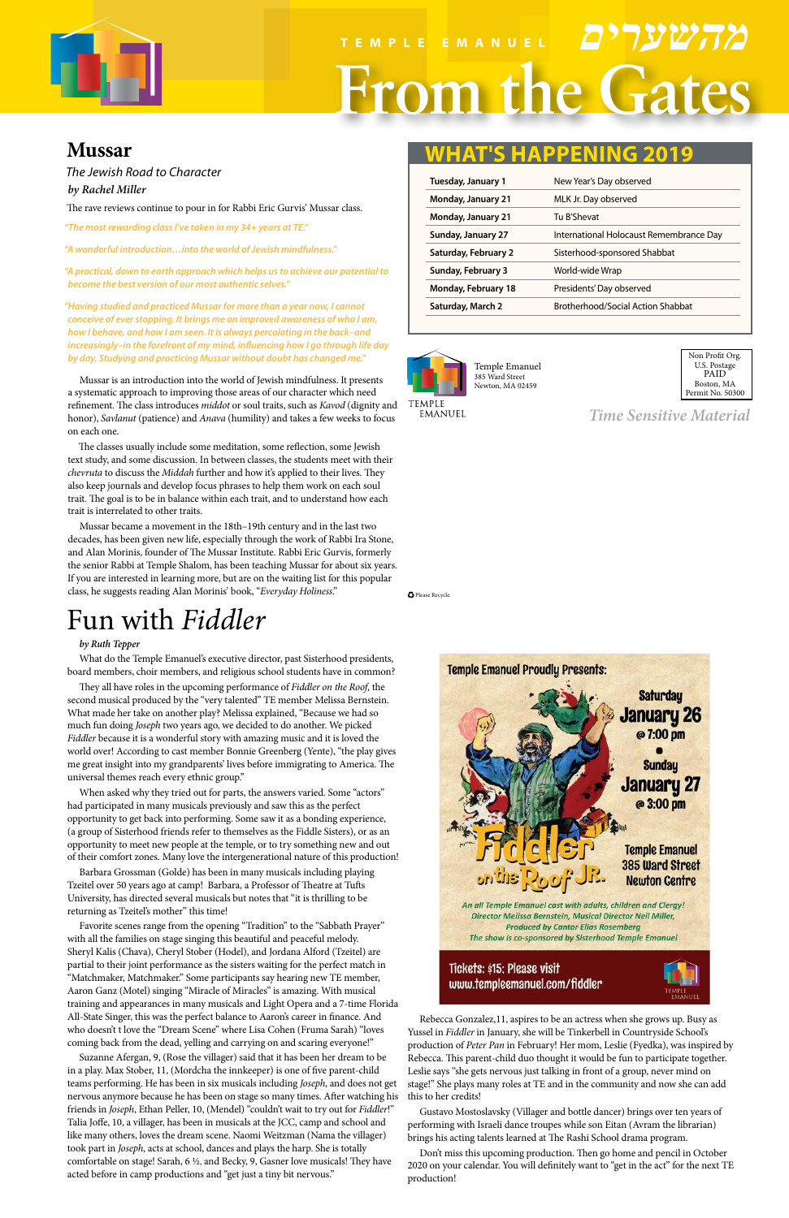# TEMPLE EMANUEL From the Gates מהשערים

## Mussar

*The Jewish Road to Character*

***by Rachel Miller***

The rave reviews continue to pour in for Rabbi Eric Gurvis' Mussar class.

*"The most rewarding class I've taken in my 34+ years at TE."*

*"A wonderful introduction…into the world of Jewish mindfulness."*

*"A practical, down to earth approach which helps us to achieve our potential to become the best version of our most authentic selves."*

*"Having studied and practiced Mussar for more than a year now, I cannot conceive of ever stopping. It brings me an improved awareness of who I am, how I behave, and how I am seen. It is always percolating in the back–and increasingly–in the forefront of my mind, influencing how I go through life day by day. Studying and practicing Mussar without doubt has changed me."*

Mussar is an introduction into the world of Jewish mindfulness. It presents a systematic approach to improving those areas of our character which need refinement. The class introduces *middot* or soul traits, such as *Kavod* (dignity and honor), *Savlanut* (patience) and *Anava* (humility) and takes a few weeks to focus on each one.

The classes usually include some meditation, some reflection, some Jewish text study, and some discussion. In between classes, the students meet with their *chevruta* to discuss the *Middah* further and how it's applied to their lives. They also keep journals and develop focus phrases to help them work on each soul trait. The goal is to be in balance within each trait, and to understand how each trait is interrelated to other traits.

Mussar became a movement in the 18th–19th century and in the last two decades, has been given new life, especially through the work of Rabbi Ira Stone, and Alan Morinis, founder of The Mussar Institute. Rabbi Eric Gurvis, formerly the senior Rabbi at Temple Shalom, has been teaching Mussar for about six years. If you are interested in learning more, but are on the waiting list for this popular class, he suggests reading Alan Morinis' book, "*Everyday Holiness*."

## WHAT'S HAPPENING 2019

| | |
|---|---|
| **Tuesday, January 1** | New Year's Day observed |
| **Monday, January 21** | MLK Jr. Day observed |
| **Monday, January 21** | Tu B'Shevat |
| **Sunday, January 27** | International Holocaust Remembrance Day |
| **Saturday, February 2** | Sisterhood-sponsored Shabbat |
| **Sunday, February 3** | World-wide Wrap |
| **Monday, February 18** | Presidents' Day observed |
| **Saturday, March 2** | Brotherhood/Social Action Shabbat |

Temple Emanuel
385 Ward Street
Newton, MA 02459

TEMPLE EMANUEL

Non Profit Org.
U.S. Postage
PAID
Boston, MA
Permit No. 50300

*Time Sensitive Material*

Please Recycle.

# Fun with *Fiddler*

***by Ruth Tepper***

What do the Temple Emanuel's executive director, past Sisterhood presidents, board members, choir members, and religious school students have in common?

They all have roles in the upcoming performance of *Fiddler on the Roof*, the second musical produced by the "very talented" TE member Melissa Bernstein. What made her take on another play? Melissa explained, "Because we had so much fun doing *Joseph* two years ago, we decided to do another. We picked *Fiddler* because it is a wonderful story with amazing music and it is loved the world over! According to cast member Bonnie Greenberg (Yente), "the play gives me great insight into my grandparents' lives before immigrating to America. The universal themes reach every ethnic group."

When asked why they tried out for parts, the answers varied. Some "actors" had participated in many musicals previously and saw this as the perfect opportunity to get back into performing. Some saw it as a bonding experience, (a group of Sisterhood friends refer to themselves as the Fiddle Sisters), or as an opportunity to meet new people at the temple, or to try something new and out of their comfort zones. Many love the intergenerational nature of this production!

Barbara Grossman (Golde) has been in many musicals including playing Tzeitel over 50 years ago at camp! Barbara, a Professor of Theatre at Tufts University, has directed several musicals but notes that "it is thrilling to be returning as Tzeitel's mother" this time!

Favorite scenes range from the opening "Tradition" to the "Sabbath Prayer" with all the families on stage singing this beautiful and peaceful melody. Sheryl Kalis (Chava), Cheryl Stober (Hodel), and Jordana Alford (Tzeitel) are partial to their joint performance as the sisters waiting for the perfect match in "Matchmaker, Matchmaker." Some participants say hearing new TE member, Aaron Ganz (Motel) singing "Miracle of Miracles" is amazing. With musical training and appearances in many musicals and Light Opera and a 7-time Florida All-State Singer, this was the perfect balance to Aaron's career in finance. And who doesn't love the "Dream Scene" where Lisa Cohen (Fruma Sarah) "loves coming back from the dead, yelling and carrying on and scaring everyone!"

Suzanne Afergan, 9, (Rose the villager) said that it has been her dream to be in a play. Max Stober, 11, (Mordcha the innkeeper) is one of five parent-child teams performing. He has been in six musicals including *Joseph*, and does not get nervous anymore because he has been on stage so many times. After watching his friends in *Joseph*, Ethan Peller, 10, (Mendel) "couldn't wait to try out for *Fiddler*!" Talia Joffe, 10, a villager, has been in musicals at the JCC, camp and school and like many others, loves the dream scene. Naomi Weitzman (Nama the villager) took part in *Joseph*, acts at school, dances and plays the harp. She is totally comfortable on stage! Sarah, 6 ½, and Becky, 9, Gasner love musicals! They have acted before in camp productions and "get just a tiny bit nervous."

Temple Emanuel Proudly Presents:

Saturday January 26 @ 7:00 pm • Sunday January 27 @ 3:00 pm

Fiddler on the Roof JR.

Temple Emanuel 385 Ward Street Newton Centre

*An all Temple Emanuel cast with adults, children and Clergy! Director Melissa Bernstein, Musical Director Nell Miller, Produced by Cantor Elias Rosemberg. The show is co-sponsored by Sisterhood Temple Emanuel*

Tickets: $15: Please visit www.templeemanuel.com/fiddler

Rebecca Gonzalez,11, aspires to be an actress when she grows up. Busy as Yussel in *Fiddler* in January, she will be Tinkerbell in Countryside School's production of *Peter Pan* in February! Her mom, Leslie (Fyedka), was inspired by Rebecca. This parent-child duo thought it would be fun to participate together. Leslie says "she gets nervous just talking in front of a group, never mind on stage!" She plays many roles at TE and in the community and now she can add this to her credits!

Gustavo Mostoslavsky (Villager and bottle dancer) brings over ten years of performing with Israeli dance troupes while son Eitan (Avram the librarian) brings his acting talents learned at The Rashi School drama program.

Don't miss this upcoming production. Then go home and pencil in October 2020 on your calendar. You will definitely want to "get in the act" for the next TE production!